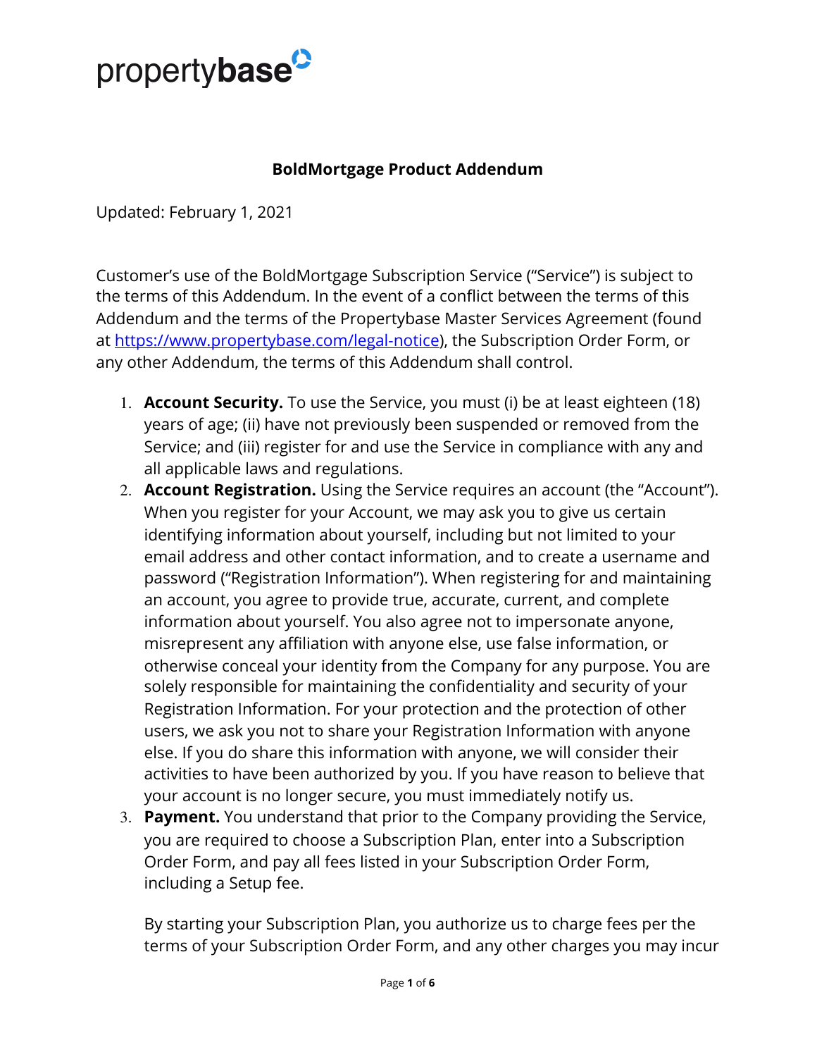propertybase

# BoldMortgage Product Addendum

Updated: February 1, 2021

Customer's use of the BoldMortgage Subscription Service ("Service") is subject to the terms of this Addendum. In the event of a conflict between the terms of this Addendum and the terms of the Propertybase Master Services Agreement (found at [https://www.propertybase.com/legal-notice](https://www.propertybase.com/legal-notice)), the Subscription Order Form, or any other Addendum, the terms of this Addendum shall control.

1. **Account Security.** To use the Service, you must (i) be at least eighteen (18) years of age; (ii) have not previously been suspended or removed from the Service; and (iii) register for and use the Service in compliance with any and all applicable laws and regulations.
2. **Account Registration.** Using the Service requires an account (the "Account"). When you register for your Account, we may ask you to give us certain identifying information about yourself, including but not limited to your email address and other contact information, and to create a username and password ("Registration Information"). When registering for and maintaining an account, you agree to provide true, accurate, current, and complete information about yourself. You also agree not to impersonate anyone, misrepresent any affiliation with anyone else, use false information, or otherwise conceal your identity from the Company for any purpose. You are solely responsible for maintaining the confidentiality and security of your Registration Information. For your protection and the protection of other users, we ask you not to share your Registration Information with anyone else. If you do share this information with anyone, we will consider their activities to have been authorized by you. If you have reason to believe that your account is no longer secure, you must immediately notify us.
3. **Payment.** You understand that prior to the Company providing the Service, you are required to choose a Subscription Plan, enter into a Subscription Order Form, and pay all fees listed in your Subscription Order Form, including a Setup fee.

   By starting your Subscription Plan, you authorize us to charge fees per the terms of your Subscription Order Form, and any other charges you may incur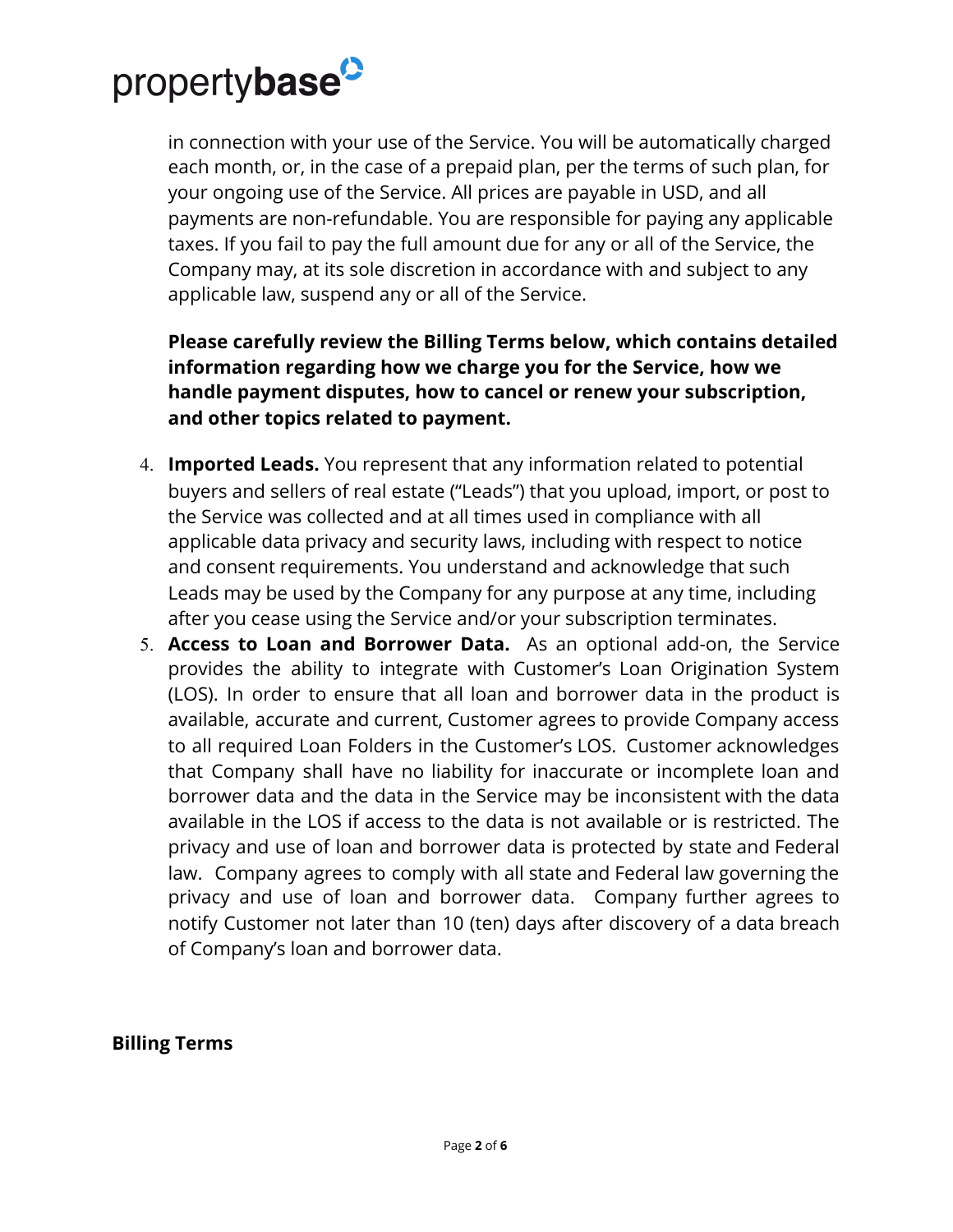in connection with your use of the Service. You will be automatically charged each month, or, in the case of a prepaid plan, per the terms of such plan, for your ongoing use of the Service. All prices are payable in USD, and all payments are non-refundable. You are responsible for paying any applicable taxes. If you fail to pay the full amount due for any or all of the Service, the Company may, at its sole discretion in accordance with and subject to any applicable law, suspend any or all of the Service.

**Please carefully review the Billing Terms below, which contains detailed information regarding how we charge you for the Service, how we handle payment disputes, how to cancel or renew your subscription, and other topics related to payment.**

4. **Imported Leads.** You represent that any information related to potential buyers and sellers of real estate ("Leads") that you upload, import, or post to the Service was collected and at all times used in compliance with all applicable data privacy and security laws, including with respect to notice and consent requirements. You understand and acknowledge that such Leads may be used by the Company for any purpose at any time, including after you cease using the Service and/or your subscription terminates.
5. **Access to Loan and Borrower Data.** As an optional add-on, the Service provides the ability to integrate with Customer's Loan Origination System (LOS). In order to ensure that all loan and borrower data in the product is available, accurate and current, Customer agrees to provide Company access to all required Loan Folders in the Customer's LOS. Customer acknowledges that Company shall have no liability for inaccurate or incomplete loan and borrower data and the data in the Service may be inconsistent with the data available in the LOS if access to the data is not available or is restricted. The privacy and use of loan and borrower data is protected by state and Federal law. Company agrees to comply with all state and Federal law governing the privacy and use of loan and borrower data. Company further agrees to notify Customer not later than 10 (ten) days after discovery of a data breach of Company's loan and borrower data.

## Billing Terms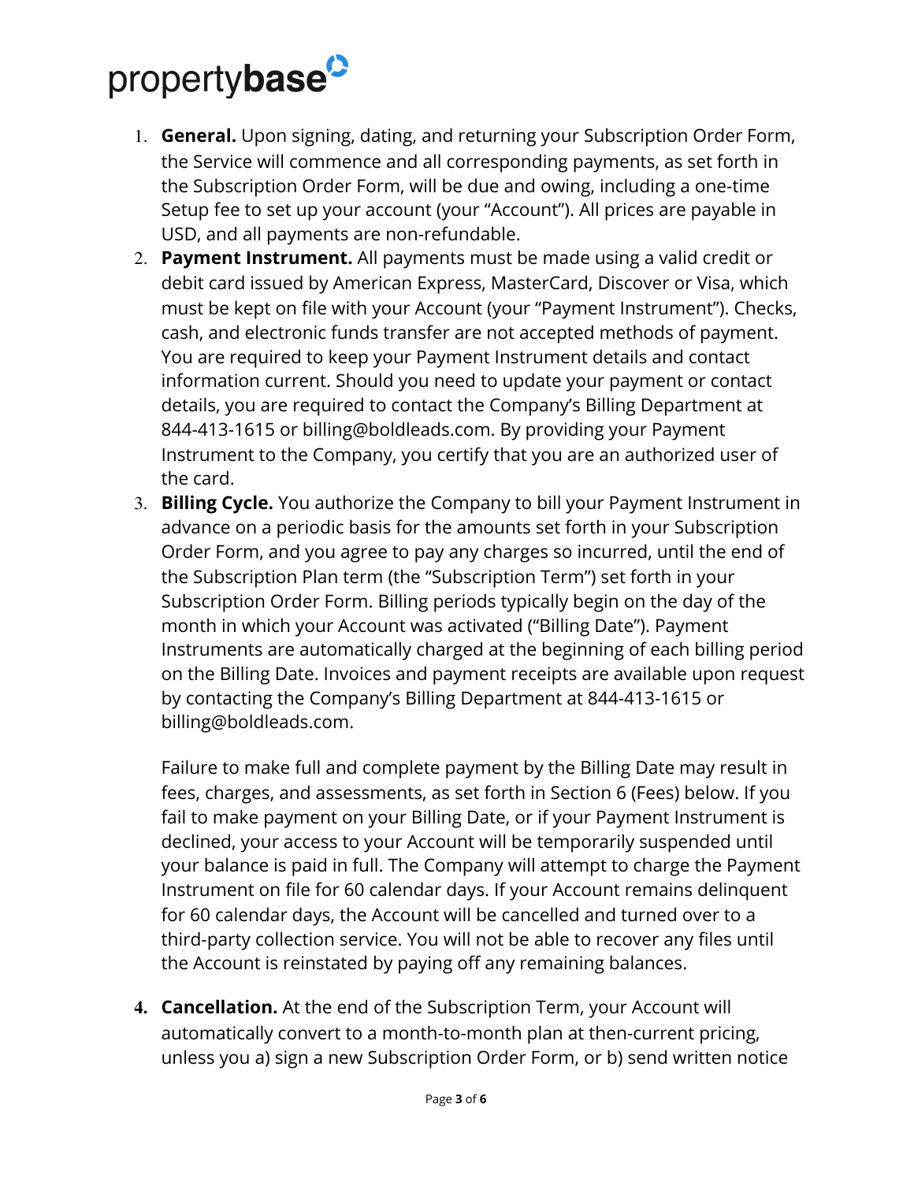1. **General.** Upon signing, dating, and returning your Subscription Order Form, the Service will commence and all corresponding payments, as set forth in the Subscription Order Form, will be due and owing, including a one-time Setup fee to set up your account (your "Account"). All prices are payable in USD, and all payments are non-refundable.
2. **Payment Instrument.** All payments must be made using a valid credit or debit card issued by American Express, MasterCard, Discover or Visa, which must be kept on file with your Account (your "Payment Instrument"). Checks, cash, and electronic funds transfer are not accepted methods of payment. You are required to keep your Payment Instrument details and contact information current. Should you need to update your payment or contact details, you are required to contact the Company's Billing Department at 844-413-1615 or billing@boldleads.com. By providing your Payment Instrument to the Company, you certify that you are an authorized user of the card.
3. **Billing Cycle.** You authorize the Company to bill your Payment Instrument in advance on a periodic basis for the amounts set forth in your Subscription Order Form, and you agree to pay any charges so incurred, until the end of the Subscription Plan term (the "Subscription Term") set forth in your Subscription Order Form. Billing periods typically begin on the day of the month in which your Account was activated ("Billing Date"). Payment Instruments are automatically charged at the beginning of each billing period on the Billing Date. Invoices and payment receipts are available upon request by contacting the Company's Billing Department at 844-413-1615 or billing@boldleads.com.

   Failure to make full and complete payment by the Billing Date may result in fees, charges, and assessments, as set forth in Section 6 (Fees) below. If you fail to make payment on your Billing Date, or if your Payment Instrument is declined, your access to your Account will be temporarily suspended until your balance is paid in full. The Company will attempt to charge the Payment Instrument on file for 60 calendar days. If your Account remains delinquent for 60 calendar days, the Account will be cancelled and turned over to a third-party collection service. You will not be able to recover any files until the Account is reinstated by paying off any remaining balances.

4. **Cancellation.** At the end of the Subscription Term, your Account will automatically convert to a month-to-month plan at then-current pricing, unless you a) sign a new Subscription Order Form, or b) send written notice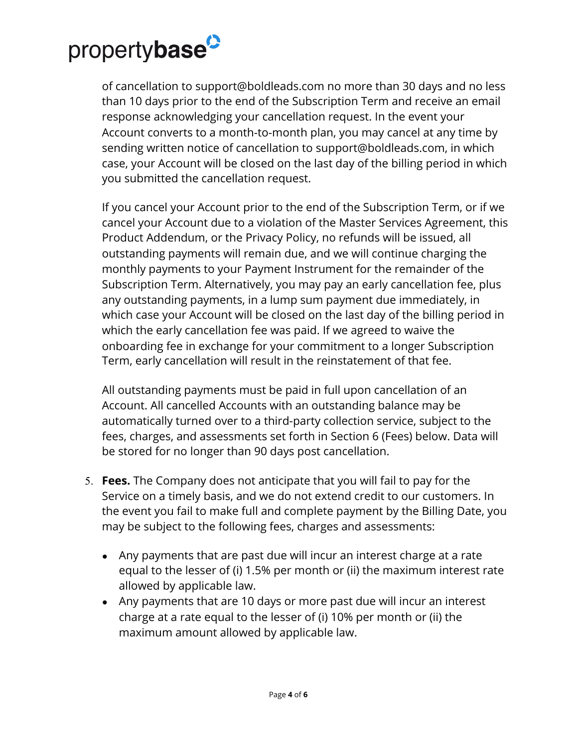of cancellation to support@boldleads.com no more than 30 days and no less than 10 days prior to the end of the Subscription Term and receive an email response acknowledging your cancellation request. In the event your Account converts to a month-to-month plan, you may cancel at any time by sending written notice of cancellation to support@boldleads.com, in which case, your Account will be closed on the last day of the billing period in which you submitted the cancellation request.

If you cancel your Account prior to the end of the Subscription Term, or if we cancel your Account due to a violation of the Master Services Agreement, this Product Addendum, or the Privacy Policy, no refunds will be issued, all outstanding payments will remain due, and we will continue charging the monthly payments to your Payment Instrument for the remainder of the Subscription Term. Alternatively, you may pay an early cancellation fee, plus any outstanding payments, in a lump sum payment due immediately, in which case your Account will be closed on the last day of the billing period in which the early cancellation fee was paid. If we agreed to waive the onboarding fee in exchange for your commitment to a longer Subscription Term, early cancellation will result in the reinstatement of that fee.

All outstanding payments must be paid in full upon cancellation of an Account. All cancelled Accounts with an outstanding balance may be automatically turned over to a third-party collection service, subject to the fees, charges, and assessments set forth in Section 6 (Fees) below. Data will be stored for no longer than 90 days post cancellation.

5. **Fees.** The Company does not anticipate that you will fail to pay for the Service on a timely basis, and we do not extend credit to our customers. In the event you fail to make full and complete payment by the Billing Date, you may be subject to the following fees, charges and assessments:

   - Any payments that are past due will incur an interest charge at a rate equal to the lesser of (i) 1.5% per month or (ii) the maximum interest rate allowed by applicable law.
   - Any payments that are 10 days or more past due will incur an interest charge at a rate equal to the lesser of (i) 10% per month or (ii) the maximum amount allowed by applicable law.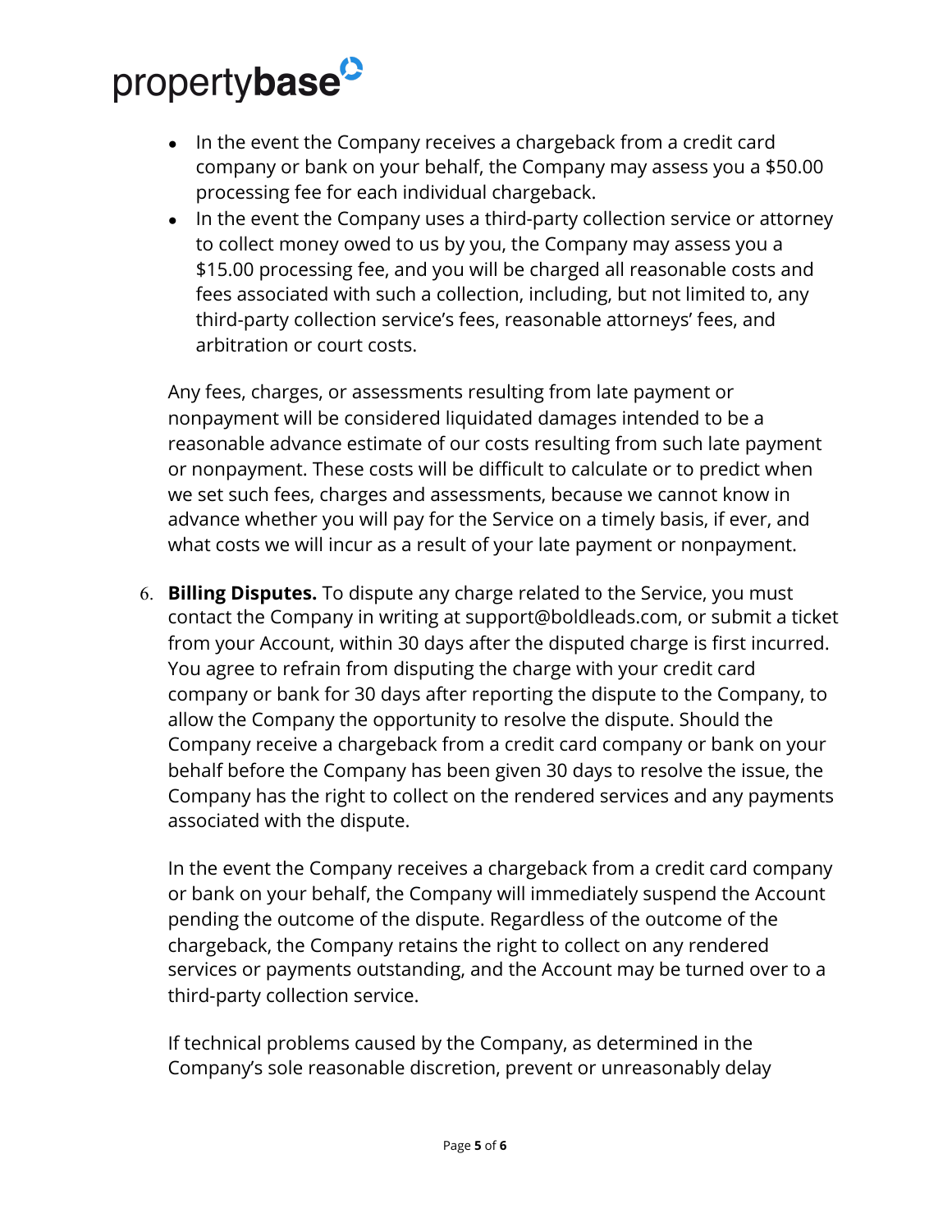- In the event the Company receives a chargeback from a credit card company or bank on your behalf, the Company may assess you a $50.00 processing fee for each individual chargeback.
- In the event the Company uses a third-party collection service or attorney to collect money owed to us by you, the Company may assess you a $15.00 processing fee, and you will be charged all reasonable costs and fees associated with such a collection, including, but not limited to, any third-party collection service's fees, reasonable attorneys' fees, and arbitration or court costs.

Any fees, charges, or assessments resulting from late payment or nonpayment will be considered liquidated damages intended to be a reasonable advance estimate of our costs resulting from such late payment or nonpayment. These costs will be difficult to calculate or to predict when we set such fees, charges and assessments, because we cannot know in advance whether you will pay for the Service on a timely basis, if ever, and what costs we will incur as a result of your late payment or nonpayment.

6. **Billing Disputes.** To dispute any charge related to the Service, you must contact the Company in writing at support@boldleads.com, or submit a ticket from your Account, within 30 days after the disputed charge is first incurred. You agree to refrain from disputing the charge with your credit card company or bank for 30 days after reporting the dispute to the Company, to allow the Company the opportunity to resolve the dispute. Should the Company receive a chargeback from a credit card company or bank on your behalf before the Company has been given 30 days to resolve the issue, the Company has the right to collect on the rendered services and any payments associated with the dispute.

   In the event the Company receives a chargeback from a credit card company or bank on your behalf, the Company will immediately suspend the Account pending the outcome of the dispute. Regardless of the outcome of the chargeback, the Company retains the right to collect on any rendered services or payments outstanding, and the Account may be turned over to a third-party collection service.

   If technical problems caused by the Company, as determined in the Company's sole reasonable discretion, prevent or unreasonably delay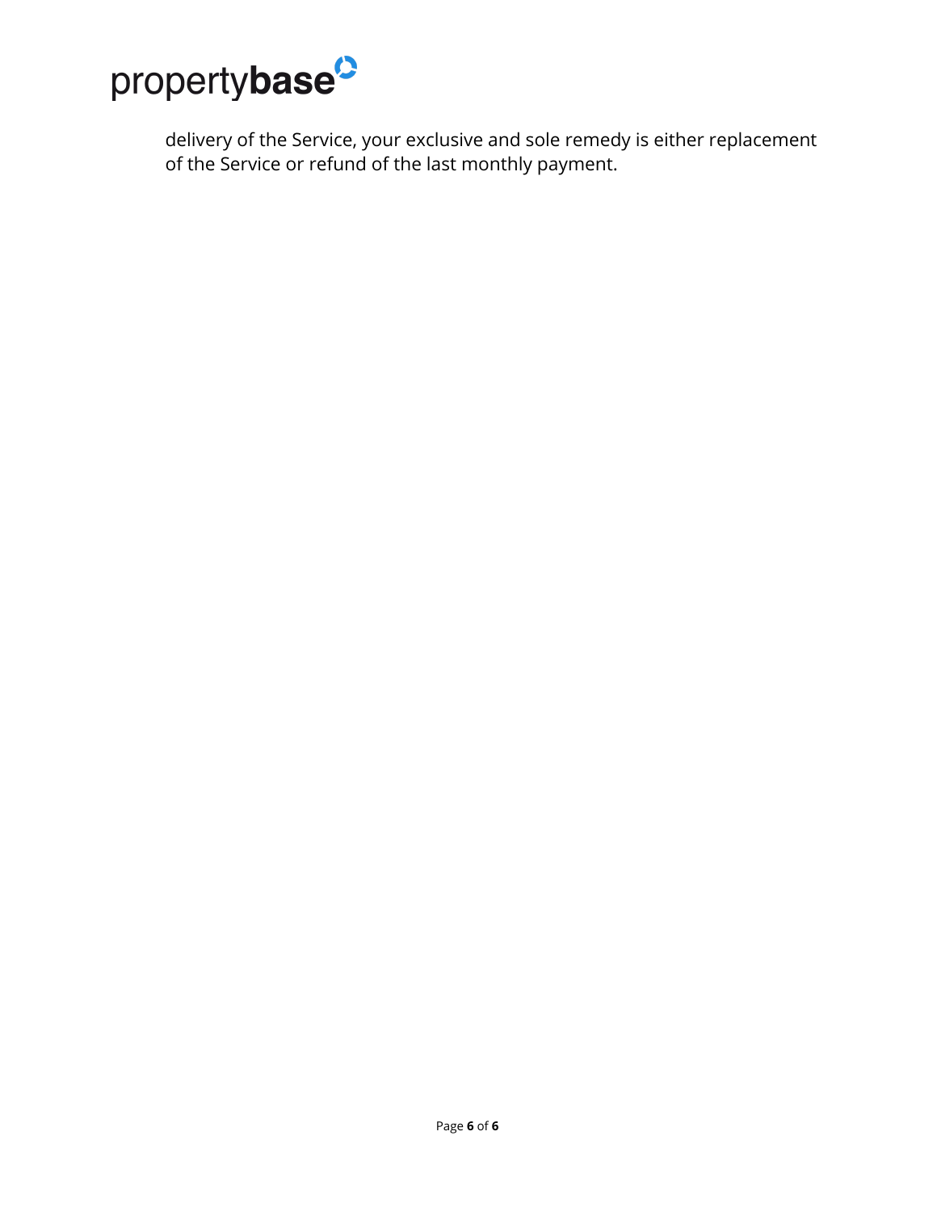delivery of the Service, your exclusive and sole remedy is either replacement of the Service or refund of the last monthly payment.